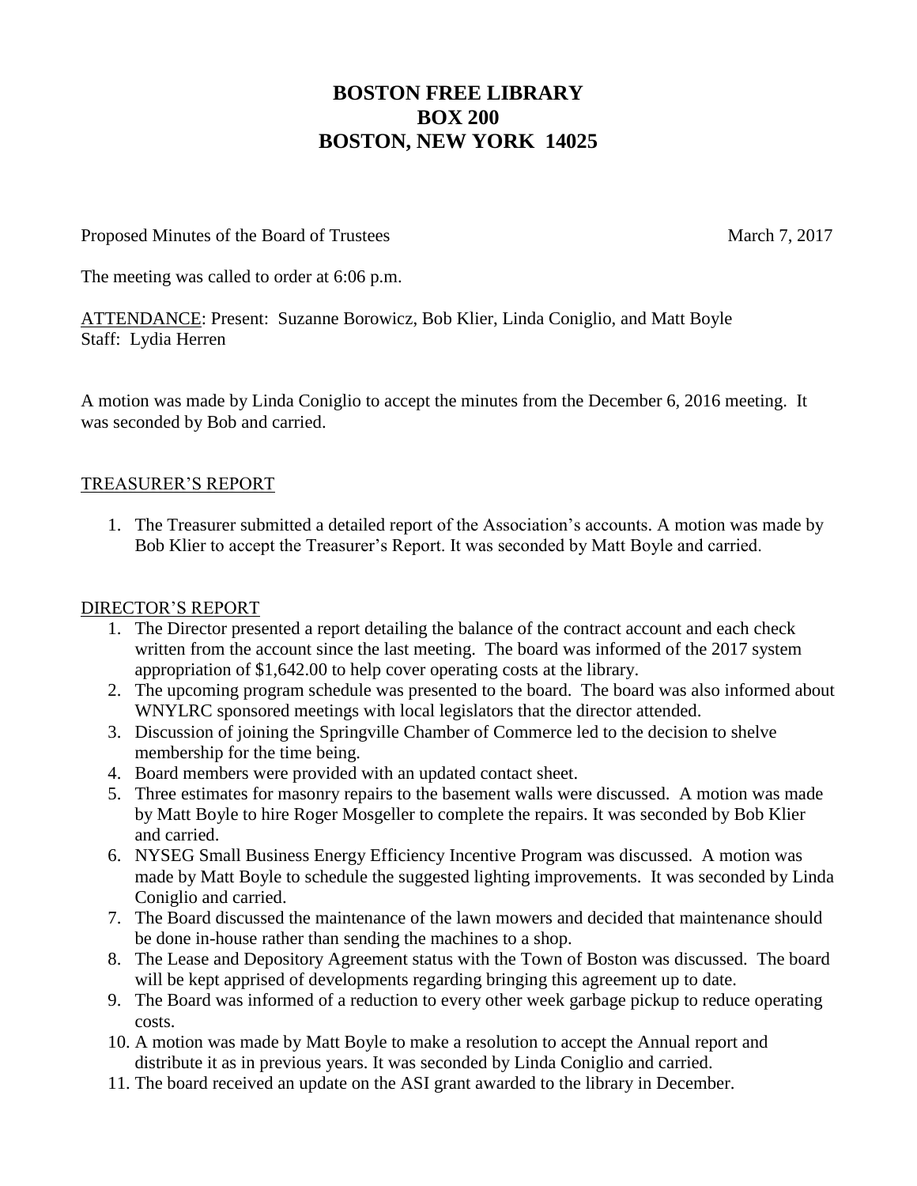# BOSTON FREE LIBRARY
# BOX 200
# BOSTON, NEW YORK 14025

Proposed Minutes of the Board of Trustees March 7, 2017

The meeting was called to order at 6:06 p.m.

ATTENDANCE: Present: Suzanne Borowicz, Bob Klier, Linda Coniglio, and Matt Boyle
Staff: Lydia Herren

A motion was made by Linda Coniglio to accept the minutes from the December 6, 2016 meeting. It was seconded by Bob and carried.

## TREASURER'S REPORT

1. The Treasurer submitted a detailed report of the Association's accounts. A motion was made by Bob Klier to accept the Treasurer's Report. It was seconded by Matt Boyle and carried.

## DIRECTOR'S REPORT

1. The Director presented a report detailing the balance of the contract account and each check written from the account since the last meeting. The board was informed of the 2017 system appropriation of $1,642.00 to help cover operating costs at the library.
2. The upcoming program schedule was presented to the board. The board was also informed about WNYLRC sponsored meetings with local legislators that the director attended.
3. Discussion of joining the Springville Chamber of Commerce led to the decision to shelve membership for the time being.
4. Board members were provided with an updated contact sheet.
5. Three estimates for masonry repairs to the basement walls were discussed. A motion was made by Matt Boyle to hire Roger Mosgeller to complete the repairs. It was seconded by Bob Klier and carried.
6. NYSEG Small Business Energy Efficiency Incentive Program was discussed. A motion was made by Matt Boyle to schedule the suggested lighting improvements. It was seconded by Linda Coniglio and carried.
7. The Board discussed the maintenance of the lawn mowers and decided that maintenance should be done in-house rather than sending the machines to a shop.
8. The Lease and Depository Agreement status with the Town of Boston was discussed. The board will be kept apprised of developments regarding bringing this agreement up to date.
9. The Board was informed of a reduction to every other week garbage pickup to reduce operating costs.
10. A motion was made by Matt Boyle to make a resolution to accept the Annual report and distribute it as in previous years. It was seconded by Linda Coniglio and carried.
11. The board received an update on the ASI grant awarded to the library in December.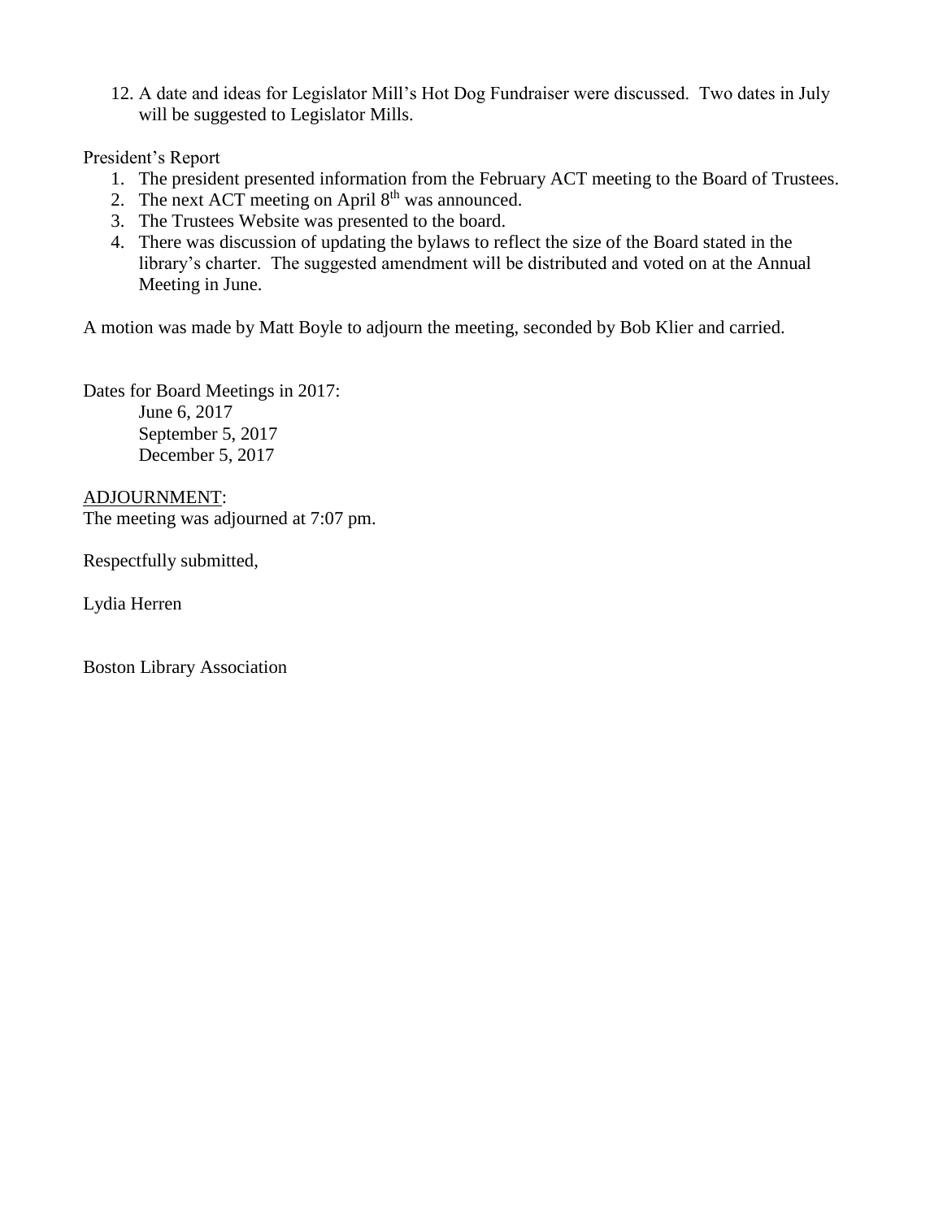12. A date and ideas for Legislator Mill's Hot Dog Fundraiser were discussed. Two dates in July will be suggested to Legislator Mills.

President's Report

1. The president presented information from the February ACT meeting to the Board of Trustees.
2. The next ACT meeting on April 8th was announced.
3. The Trustees Website was presented to the board.
4. There was discussion of updating the bylaws to reflect the size of the Board stated in the library's charter. The suggested amendment will be distributed and voted on at the Annual Meeting in June.

A motion was made by Matt Boyle to adjourn the meeting, seconded by Bob Klier and carried.

Dates for Board Meetings in 2017:

June 6, 2017
September 5, 2017
December 5, 2017

ADJOURNMENT:
The meeting was adjourned at 7:07 pm.

Respectfully submitted,

Lydia Herren

Boston Library Association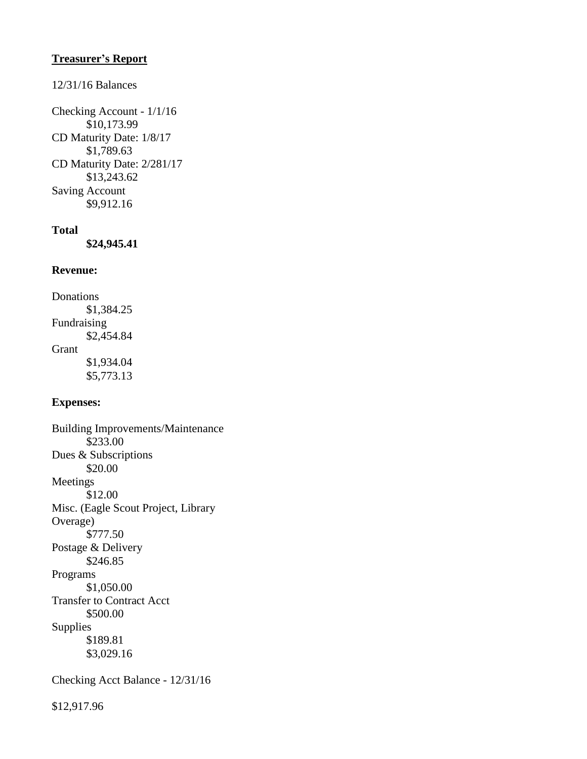**<u>Treasurer's Report</u>**

12/31/16 Balances

Checking Account - 1/1/16
$10,173.99
CD Maturity Date: 1/8/17
$1,789.63
CD Maturity Date: 2/281/17
$13,243.62
Saving Account
$9,912.16

**Total**
**$24,945.41**

**Revenue:**

Donations
$1,384.25
Fundraising
$2,454.84
Grant
$1,934.04
$5,773.13

**Expenses:**

Building Improvements/Maintenance
$233.00
Dues & Subscriptions
$20.00
Meetings
$12.00
Misc. (Eagle Scout Project, Library Overage)
$777.50
Postage & Delivery
$246.85
Programs
$1,050.00
Transfer to Contract Acct
$500.00
Supplies
$189.81
$3,029.16

Checking Acct Balance - 12/31/16

$12,917.96